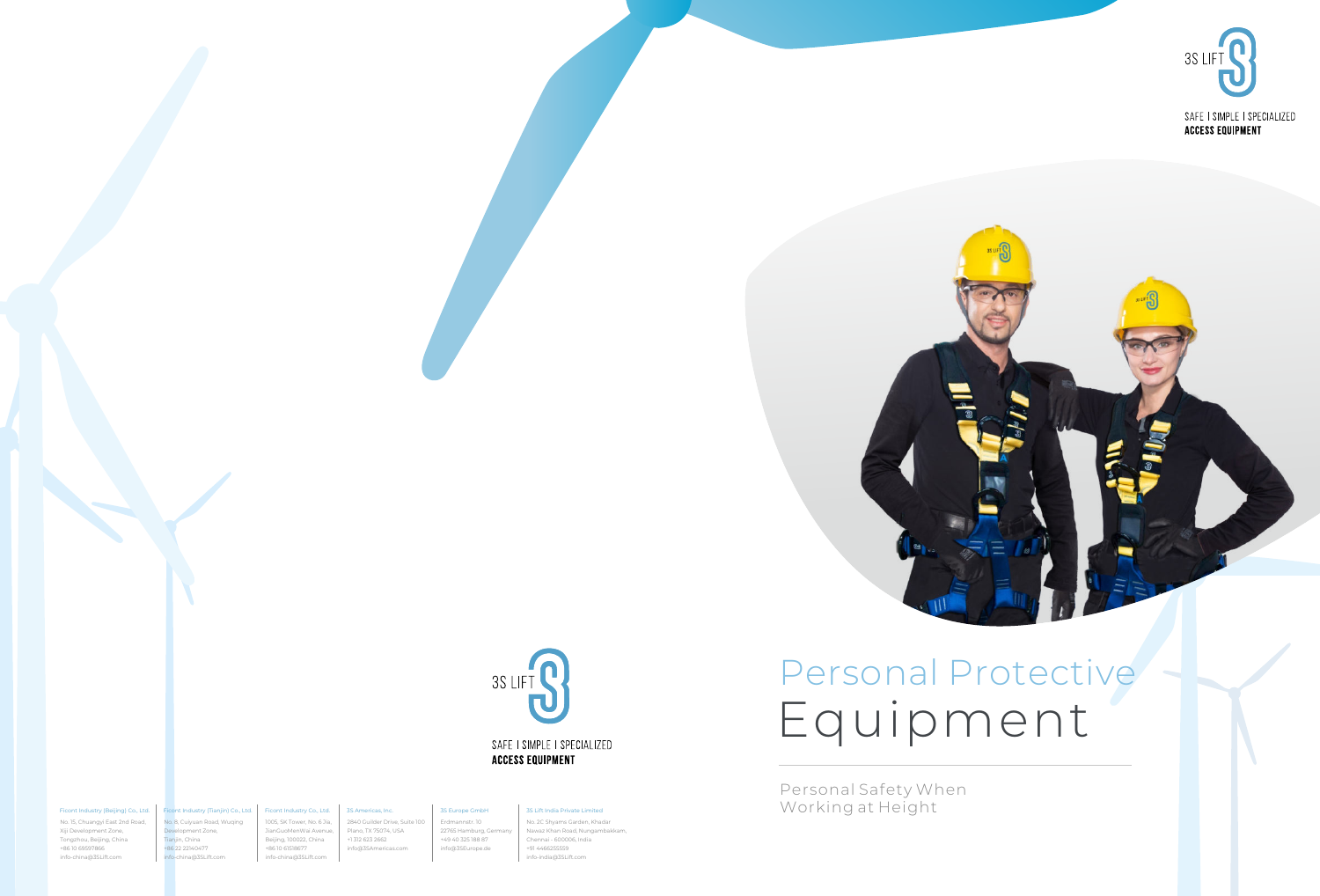3S LIFT

SAFE | SIMPLE | SPECIALIZED
**ACCESS EQUIPMENT**

# Personal Protective Equipment

## Personal Safety When Working at Height

3S LIFT

SAFE | SIMPLE | SPECIALIZED
**ACCESS EQUIPMENT**

**Ficont Industry (Beijing) Co., Ltd.**
No. 15, Chuangyi East 2nd Road,
Xiji Development Zone,
Tongzhou, Beijing, China
+86 10 69597866
info-china@3SLift.com

**Ficont Industry (Tianjin) Co., Ltd.**
No. 8, Cuiyuan Road, Wuqing
Development Zone,
Tianjin, China
+86 22 22140477
info-china@3SLift.com

**Ficont Industry Co., Ltd.**
1005, SK Tower, No. 6 Jia,
JianGuoMenWai Avenue,
Beijing, 100022, China
+86 10 61518877
info-china@3SLift.com

**3S Americas, Inc.**
2840 Guilder Drive, Suite 100
Plano, TX 75074, USA
+1 312 623 2662
info@3SAmericas.com

**3S Europe GmbH**
Erdmannstr. 10
22765 Hamburg, Germany
+49 40 325 188 87
info@3SEurope.de

**3S Lift India Private Limited**
No. 2C Shyams Garden, Khadar
Nawaz Khan Road, Nungambakkam,
Chennai - 600006, India
+91 4466255559
info-india@3SLift.com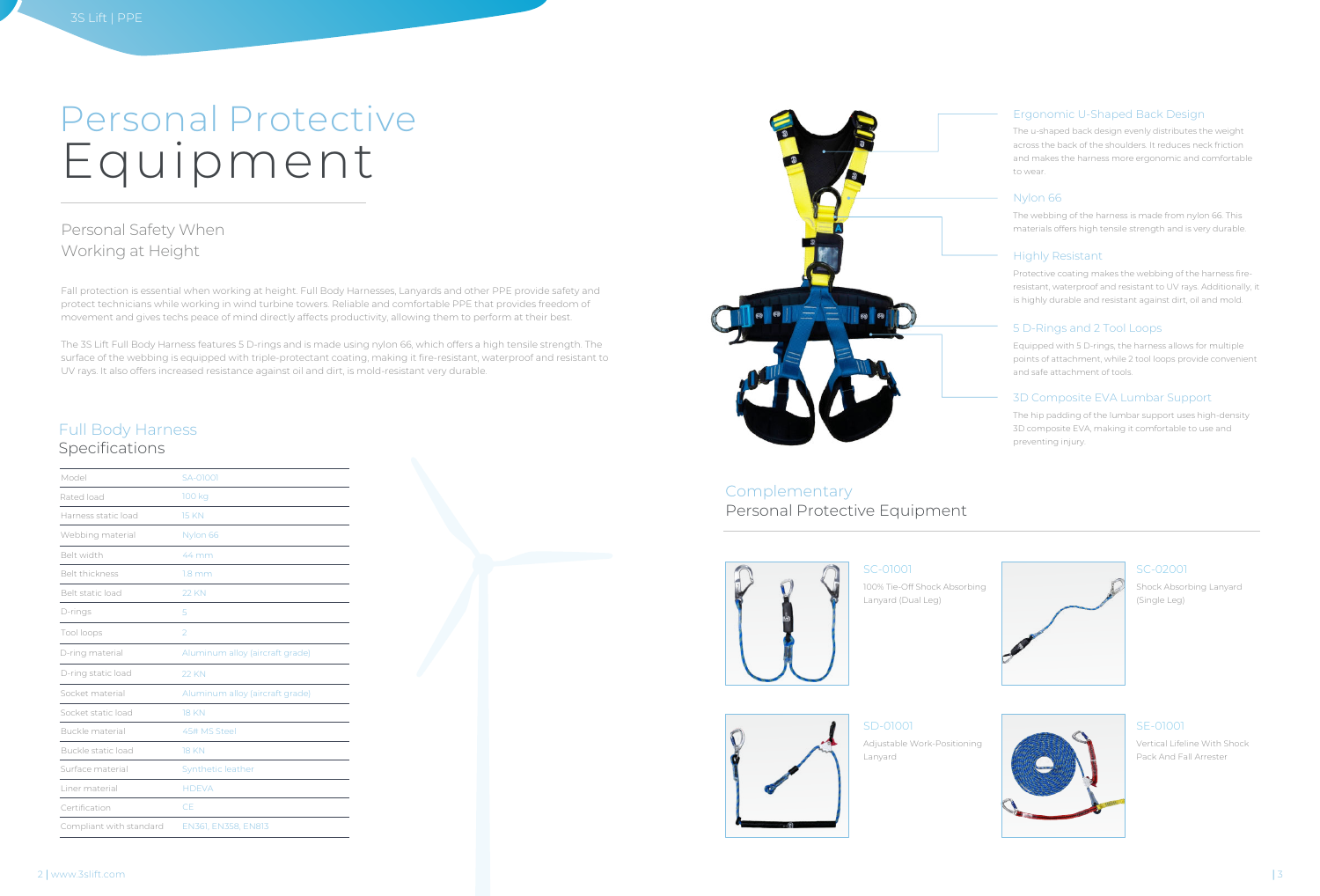# Personal Protective Equipment

## Personal Safety When Working at Height

Fall protection is essential when working at height. Full Body Harnesses, Lanyards and other PPE provide safety and protect technicians while working in wind turbine towers. Reliable and comfortable PPE that provides freedom of movement and gives techs peace of mind directly affects productivity, allowing them to perform at their best.

The 3S Lift Full Body Harness features 5 D-rings and is made using nylon 66, which offers a high tensile strength. The surface of the webbing is equipped with triple-protectant coating, making it fire-resistant, waterproof and resistant to UV rays. It also offers increased resistance against oil and dirt, is mold-resistant very durable.

## Full Body Harness Specifications

| | |
|---|---|
| Model | SA-01001 |
| Rated load | 100 kg |
| Harness static load | 15 KN |
| Webbing material | Nylon 66 |
| Belt width | 44 mm |
| Belt thickness | 1.8 mm |
| Belt static load | 22 KN |
| D-rings | 5 |
| Tool loops | 2 |
| D-ring material | Aluminum alloy (aircraft grade) |
| D-ring static load | 22 KN |
| Socket material | Aluminum alloy (aircraft grade) |
| Socket static load | 18 KN |
| Buckle material | 45# MS Steel |
| Buckle static load | 18 KN |
| Surface material | Synthetic leather |
| Liner material | HDEVA |
| Certification | CE |
| Compliant with standard | EN361, EN358, EN813 |

### Ergonomic U-Shaped Back Design

The u-shaped back design evenly distributes the weight across the back of the shoulders. It reduces neck friction and makes the harness more ergonomic and comfortable to wear.

### Nylon 66

The webbing of the harness is made from nylon 66. This materials offers high tensile strength and is very durable.

### Highly Resistant

Protective coating makes the webbing of the harness fire-resistant, waterproof and resistant to UV rays. Additionally, it is highly durable and resistant against dirt, oil and mold.

### 5 D-Rings and 2 Tool Loops

Equipped with 5 D-rings, the harness allows for multiple points of attachment, while 2 tool loops provide convenient and safe attachment of tools.

### 3D Composite EVA Lumbar Support

The hip padding of the lumbar support uses high-density 3D composite EVA, making it comfortable to use and preventing injury.

## Complementary Personal Protective Equipment

**SC-01001**
100% Tie-Off Shock Absorbing Lanyard (Dual Leg)

**SC-02001**
Shock Absorbing Lanyard (Single Leg)

**SD-01001**
Adjustable Work-Positioning Lanyard

**SE-01001**
Vertical Lifeline With Shock Pack And Fall Arrester